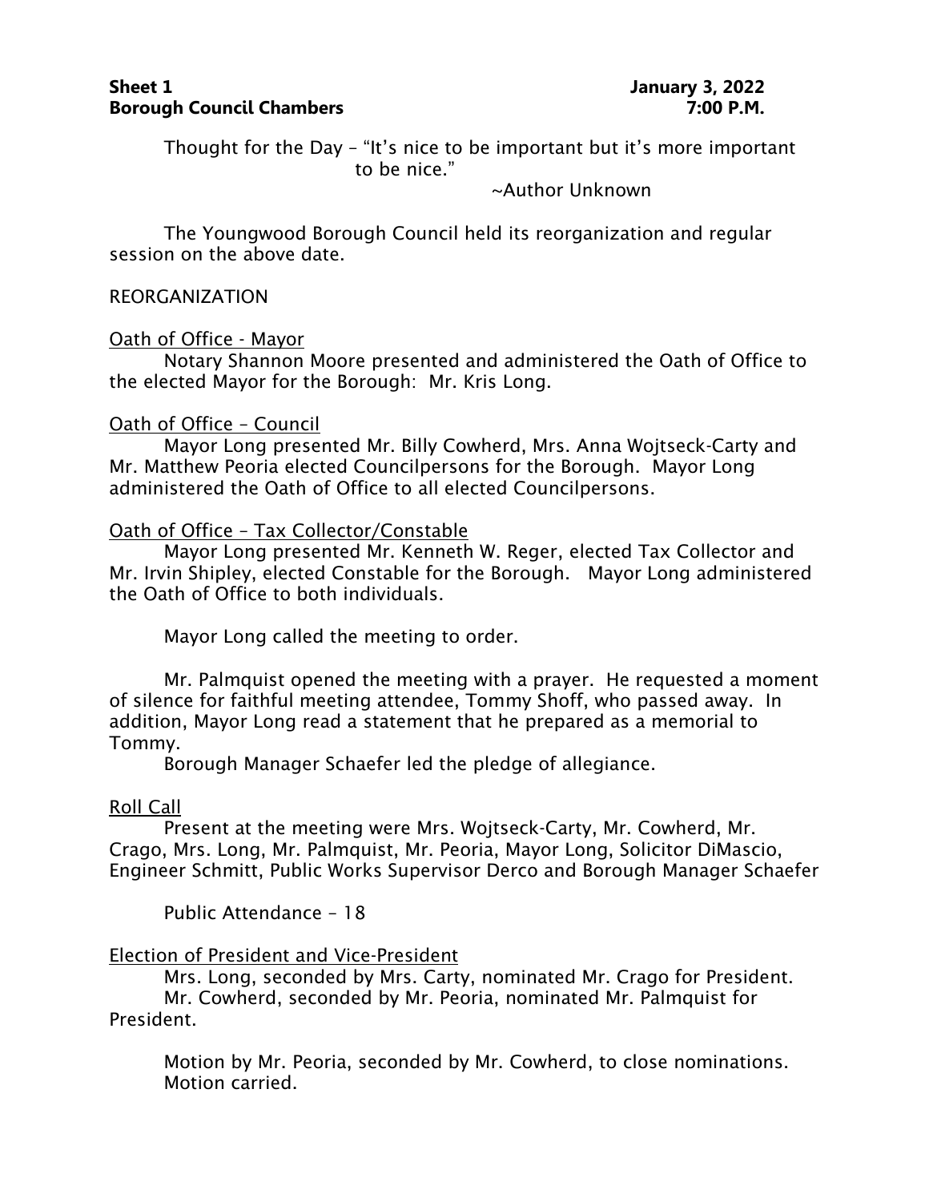**Sheet 1** **January 3, 2022**
**Borough Council Chambers** **7:00 P.M.**

Thought for the Day – “It’s nice to be important but it’s more important to be nice.”

~Author Unknown

The Youngwood Borough Council held its reorganization and regular session on the above date.

REORGANIZATION

Oath of Office - Mayor

Notary Shannon Moore presented and administered the Oath of Office to the elected Mayor for the Borough: Mr. Kris Long.

Oath of Office – Council

Mayor Long presented Mr. Billy Cowherd, Mrs. Anna Wojtseck-Carty and Mr. Matthew Peoria elected Councilpersons for the Borough. Mayor Long administered the Oath of Office to all elected Councilpersons.

Oath of Office – Tax Collector/Constable

Mayor Long presented Mr. Kenneth W. Reger, elected Tax Collector and Mr. Irvin Shipley, elected Constable for the Borough. Mayor Long administered the Oath of Office to both individuals.

Mayor Long called the meeting to order.

Mr. Palmquist opened the meeting with a prayer. He requested a moment of silence for faithful meeting attendee, Tommy Shoff, who passed away. In addition, Mayor Long read a statement that he prepared as a memorial to Tommy.

Borough Manager Schaefer led the pledge of allegiance.

Roll Call

Present at the meeting were Mrs. Wojtseck-Carty, Mr. Cowherd, Mr. Crago, Mrs. Long, Mr. Palmquist, Mr. Peoria, Mayor Long, Solicitor DiMascio, Engineer Schmitt, Public Works Supervisor Derco and Borough Manager Schaefer

Public Attendance – 18

Election of President and Vice-President

Mrs. Long, seconded by Mrs. Carty, nominated Mr. Crago for President.

Mr. Cowherd, seconded by Mr. Peoria, nominated Mr. Palmquist for President.

Motion by Mr. Peoria, seconded by Mr. Cowherd, to close nominations.
Motion carried.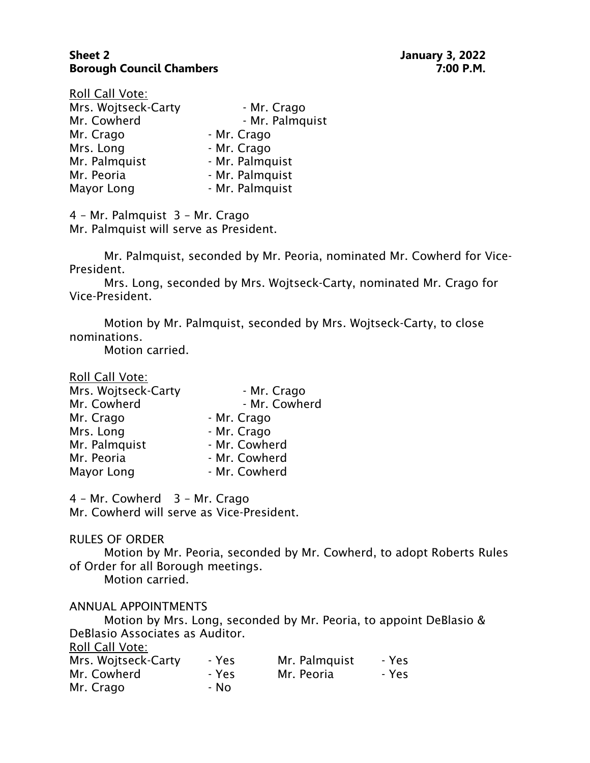Roll Call Vote:

| | |
|---|---|
| Mrs. Wojtseck-Carty | - Mr. Crago |
| Mr. Cowherd | - Mr. Palmquist |
| Mr. Crago | - Mr. Crago |
| Mrs. Long | - Mr. Crago |
| Mr. Palmquist | - Mr. Palmquist |
| Mr. Peoria | - Mr. Palmquist |
| Mayor Long | - Mr. Palmquist |

4 – Mr. Palmquist 3 – Mr. Crago
Mr. Palmquist will serve as President.

Mr. Palmquist, seconded by Mr. Peoria, nominated Mr. Cowherd for Vice-President.

Mrs. Long, seconded by Mrs. Wojtseck-Carty, nominated Mr. Crago for Vice-President.

Motion by Mr. Palmquist, seconded by Mrs. Wojtseck-Carty, to close nominations.

Motion carried.

Roll Call Vote:

| | |
|---|---|
| Mrs. Wojtseck-Carty | - Mr. Crago |
| Mr. Cowherd | - Mr. Cowherd |
| Mr. Crago | - Mr. Crago |
| Mrs. Long | - Mr. Crago |
| Mr. Palmquist | - Mr. Cowherd |
| Mr. Peoria | - Mr. Cowherd |
| Mayor Long | - Mr. Cowherd |

4 – Mr. Cowherd 3 – Mr. Crago
Mr. Cowherd will serve as Vice-President.

RULES OF ORDER

Motion by Mr. Peoria, seconded by Mr. Cowherd, to adopt Roberts Rules of Order for all Borough meetings.

Motion carried.

ANNUAL APPOINTMENTS

Motion by Mrs. Long, seconded by Mr. Peoria, to appoint DeBlasio & DeBlasio Associates as Auditor.

Roll Call Vote:

| | | | |
|---|---|---|---|
| Mrs. Wojtseck-Carty | - Yes | Mr. Palmquist | - Yes |
| Mr. Cowherd | - Yes | Mr. Peoria | - Yes |
| Mr. Crago | - No | | |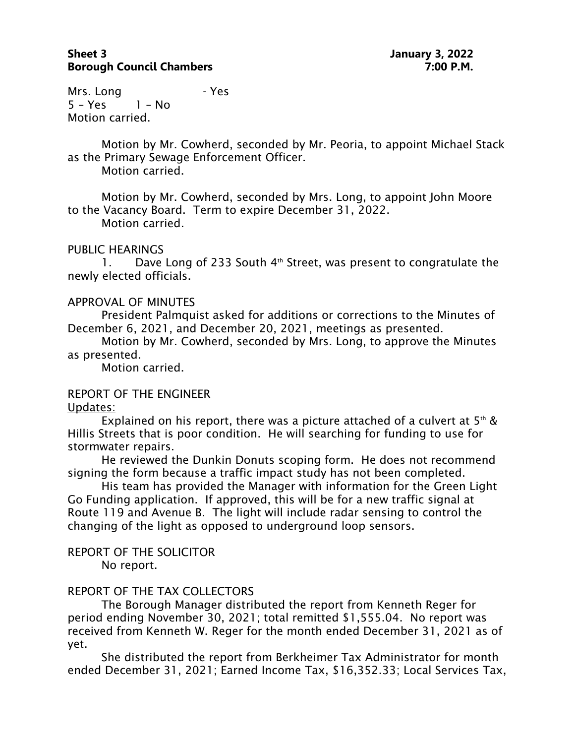Mrs. Long - Yes
5 – Yes 1 – No
Motion carried.

Motion by Mr. Cowherd, seconded by Mr. Peoria, to appoint Michael Stack as the Primary Sewage Enforcement Officer.
Motion carried.

Motion by Mr. Cowherd, seconded by Mrs. Long, to appoint John Moore to the Vacancy Board. Term to expire December 31, 2022.
Motion carried.

PUBLIC HEARINGS

1. Dave Long of 233 South 4th Street, was present to congratulate the newly elected officials.

APPROVAL OF MINUTES

President Palmquist asked for additions or corrections to the Minutes of December 6, 2021, and December 20, 2021, meetings as presented.

Motion by Mr. Cowherd, seconded by Mrs. Long, to approve the Minutes as presented.
Motion carried.

REPORT OF THE ENGINEER

Updates:

Explained on his report, there was a picture attached of a culvert at 5th & Hillis Streets that is poor condition. He will searching for funding to use for stormwater repairs.

He reviewed the Dunkin Donuts scoping form. He does not recommend signing the form because a traffic impact study has not been completed.

His team has provided the Manager with information for the Green Light Go Funding application. If approved, this will be for a new traffic signal at Route 119 and Avenue B. The light will include radar sensing to control the changing of the light as opposed to underground loop sensors.

REPORT OF THE SOLICITOR

No report.

REPORT OF THE TAX COLLECTORS

The Borough Manager distributed the report from Kenneth Reger for period ending November 30, 2021; total remitted $1,555.04. No report was received from Kenneth W. Reger for the month ended December 31, 2021 as of yet.

She distributed the report from Berkheimer Tax Administrator for month ended December 31, 2021; Earned Income Tax, $16,352.33; Local Services Tax,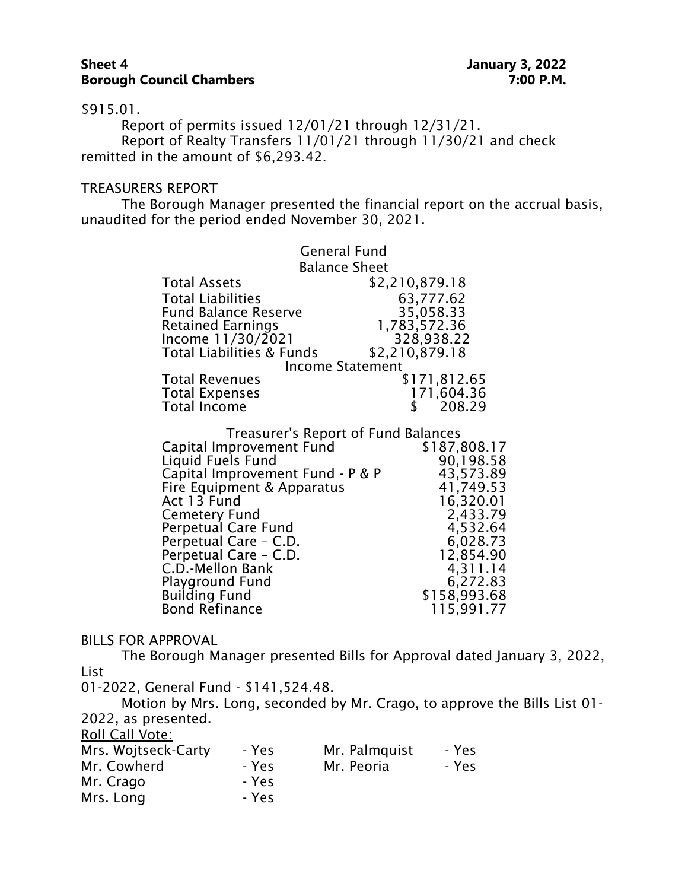$915.01.

Report of permits issued 12/01/21 through 12/31/21.

Report of Realty Transfers 11/01/21 through 11/30/21 and check remitted in the amount of $6,293.42.

TREASURERS REPORT

The Borough Manager presented the financial report on the accrual basis, unaudited for the period ended November 30, 2021.

**General Fund**

| Balance Sheet | |
|---|---|
| Total Assets | $2,210,879.18 |
| Total Liabilities | 63,777.62 |
| Fund Balance Reserve | 35,058.33 |
| Retained Earnings | 1,783,572.36 |
| Income 11/30/2021 | 328,938.22 |
| Total Liabilities & Funds | $2,210,879.18 |
| **Income Statement** | |
| Total Revenues | $171,812.65 |
| Total Expenses | 171,604.36 |
| Total Income | $ 208.29 |

**Treasurer's Report of Fund Balances**

| Fund | Balance |
|---|---|
| Capital Improvement Fund | $187,808.17 |
| Liquid Fuels Fund | 90,198.58 |
| Capital Improvement Fund - P & P | 43,573.89 |
| Fire Equipment & Apparatus | 41,749.53 |
| Act 13 Fund | 16,320.01 |
| Cemetery Fund | 2,433.79 |
| Perpetual Care Fund | 4,532.64 |
| Perpetual Care – C.D. | 6,028.73 |
| Perpetual Care – C.D. | 12,854.90 |
| C.D.-Mellon Bank | 4,311.14 |
| Playground Fund | 6,272.83 |
| Building Fund | $158,993.68 |
| Bond Refinance | 115,991.77 |

BILLS FOR APPROVAL

The Borough Manager presented Bills for Approval dated January 3, 2022, List 01-2022, General Fund - $141,524.48.

Motion by Mrs. Long, seconded by Mr. Crago, to approve the Bills List 01-2022, as presented.

Roll Call Vote:

| | | | |
|---|---|---|---|
| Mrs. Wojtseck-Carty | - Yes | Mr. Palmquist | - Yes |
| Mr. Cowherd | - Yes | Mr. Peoria | - Yes |
| Mr. Crago | - Yes | | |
| Mrs. Long | - Yes | | |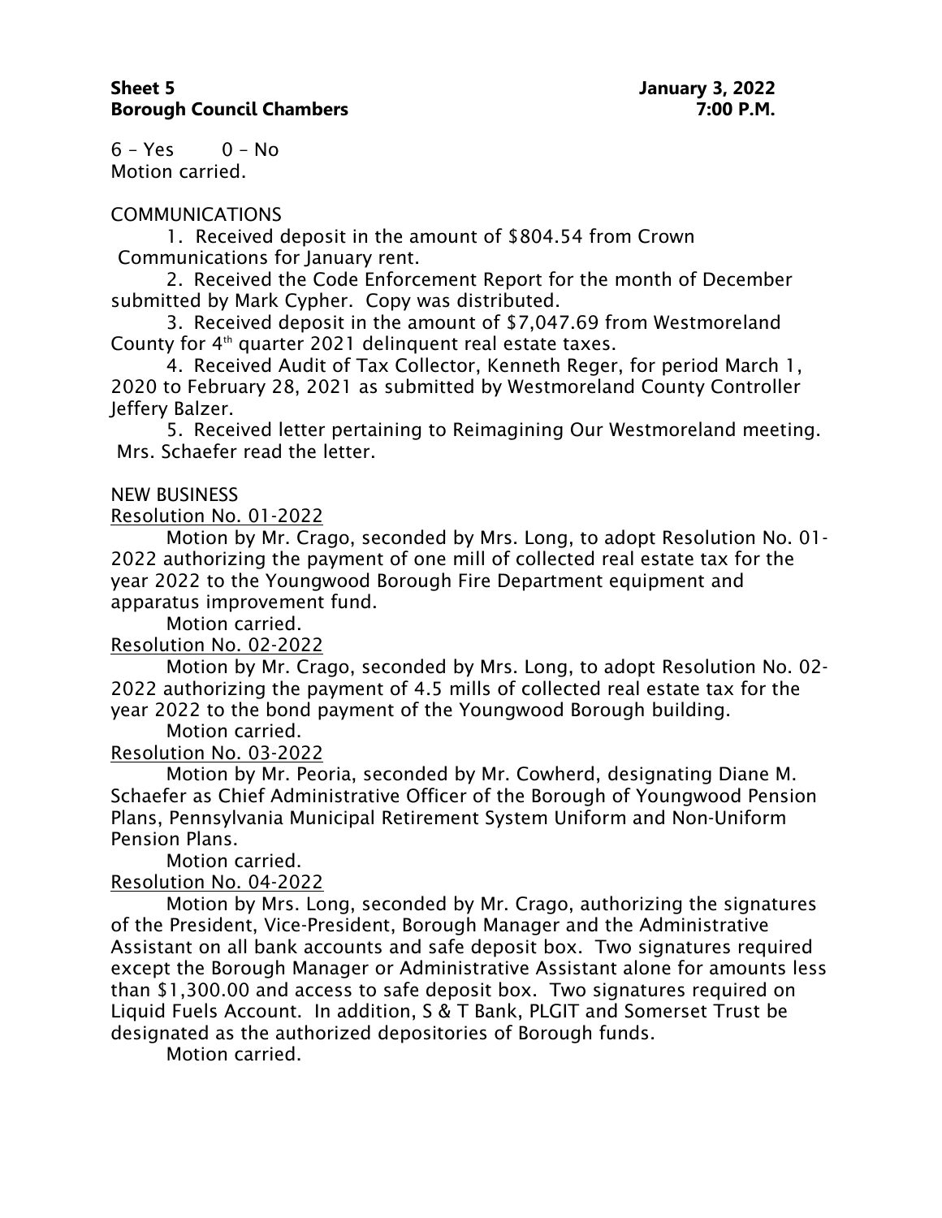6 – Yes 0 – No
Motion carried.

COMMUNICATIONS

1. Received deposit in the amount of $804.54 from Crown Communications for January rent.
2. Received the Code Enforcement Report for the month of December submitted by Mark Cypher. Copy was distributed.
3. Received deposit in the amount of $7,047.69 from Westmoreland County for 4th quarter 2021 delinquent real estate taxes.
4. Received Audit of Tax Collector, Kenneth Reger, for period March 1, 2020 to February 28, 2021 as submitted by Westmoreland County Controller Jeffery Balzer.
5. Received letter pertaining to Reimagining Our Westmoreland meeting. Mrs. Schaefer read the letter.

NEW BUSINESS

Resolution No. 01-2022

Motion by Mr. Crago, seconded by Mrs. Long, to adopt Resolution No. 01-2022 authorizing the payment of one mill of collected real estate tax for the year 2022 to the Youngwood Borough Fire Department equipment and apparatus improvement fund.

Motion carried.

Resolution No. 02-2022

Motion by Mr. Crago, seconded by Mrs. Long, to adopt Resolution No. 02-2022 authorizing the payment of 4.5 mills of collected real estate tax for the year 2022 to the bond payment of the Youngwood Borough building.

Motion carried.

Resolution No. 03-2022

Motion by Mr. Peoria, seconded by Mr. Cowherd, designating Diane M. Schaefer as Chief Administrative Officer of the Borough of Youngwood Pension Plans, Pennsylvania Municipal Retirement System Uniform and Non-Uniform Pension Plans.

Motion carried.

Resolution No. 04-2022

Motion by Mrs. Long, seconded by Mr. Crago, authorizing the signatures of the President, Vice-President, Borough Manager and the Administrative Assistant on all bank accounts and safe deposit box. Two signatures required except the Borough Manager or Administrative Assistant alone for amounts less than $1,300.00 and access to safe deposit box. Two signatures required on Liquid Fuels Account. In addition, S & T Bank, PLGIT and Somerset Trust be designated as the authorized depositories of Borough funds.

Motion carried.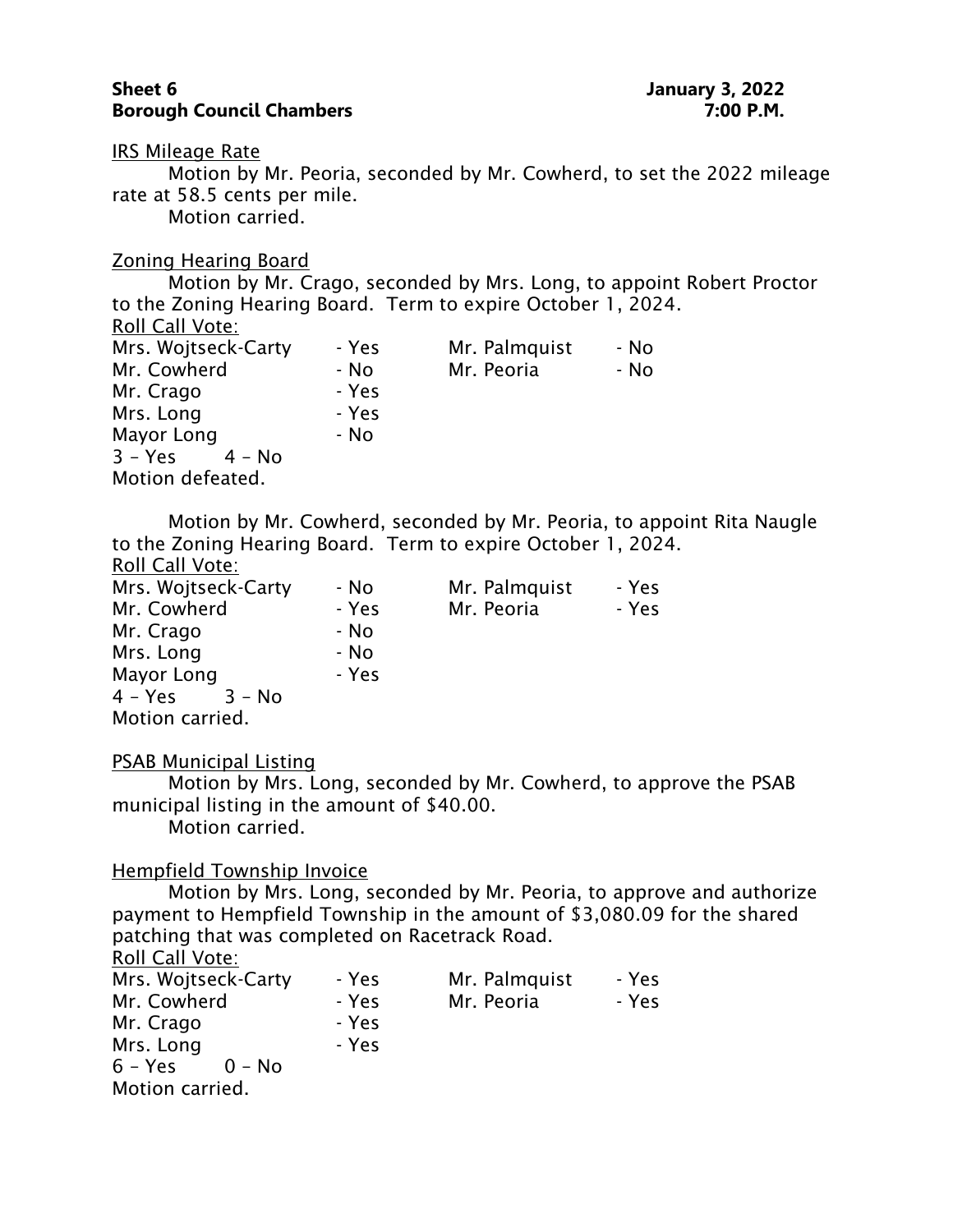**Sheet 6** **January 3, 2022**
**Borough Council Chambers** **7:00 P.M.**

<u>IRS Mileage Rate</u>

Motion by Mr. Peoria, seconded by Mr. Cowherd, to set the 2022 mileage rate at 58.5 cents per mile.

Motion carried.

<u>Zoning Hearing Board</u>

Motion by Mr. Crago, seconded by Mrs. Long, to appoint Robert Proctor to the Zoning Hearing Board. Term to expire October 1, 2024.

<u>Roll Call Vote:</u>

| | | | |
|---|---|---|---|
| Mrs. Wojtseck-Carty | - Yes | Mr. Palmquist | - No |
| Mr. Cowherd | - No | Mr. Peoria | - No |
| Mr. Crago | - Yes | | |
| Mrs. Long | - Yes | | |
| Mayor Long | - No | | |

3 – Yes 4 – No

Motion defeated.

Motion by Mr. Cowherd, seconded by Mr. Peoria, to appoint Rita Naugle to the Zoning Hearing Board. Term to expire October 1, 2024.

<u>Roll Call Vote:</u>

| | | | |
|---|---|---|---|
| Mrs. Wojtseck-Carty | - No | Mr. Palmquist | - Yes |
| Mr. Cowherd | - Yes | Mr. Peoria | - Yes |
| Mr. Crago | - No | | |
| Mrs. Long | - No | | |
| Mayor Long | - Yes | | |

4 – Yes 3 – No

Motion carried.

<u>PSAB Municipal Listing</u>

Motion by Mrs. Long, seconded by Mr. Cowherd, to approve the PSAB municipal listing in the amount of $40.00.

Motion carried.

<u>Hempfield Township Invoice</u>

Motion by Mrs. Long, seconded by Mr. Peoria, to approve and authorize payment to Hempfield Township in the amount of $3,080.09 for the shared patching that was completed on Racetrack Road.

<u>Roll Call Vote:</u>

| | | | |
|---|---|---|---|
| Mrs. Wojtseck-Carty | - Yes | Mr. Palmquist | - Yes |
| Mr. Cowherd | - Yes | Mr. Peoria | - Yes |
| Mr. Crago | - Yes | | |
| Mrs. Long | - Yes | | |

6 – Yes 0 – No

Motion carried.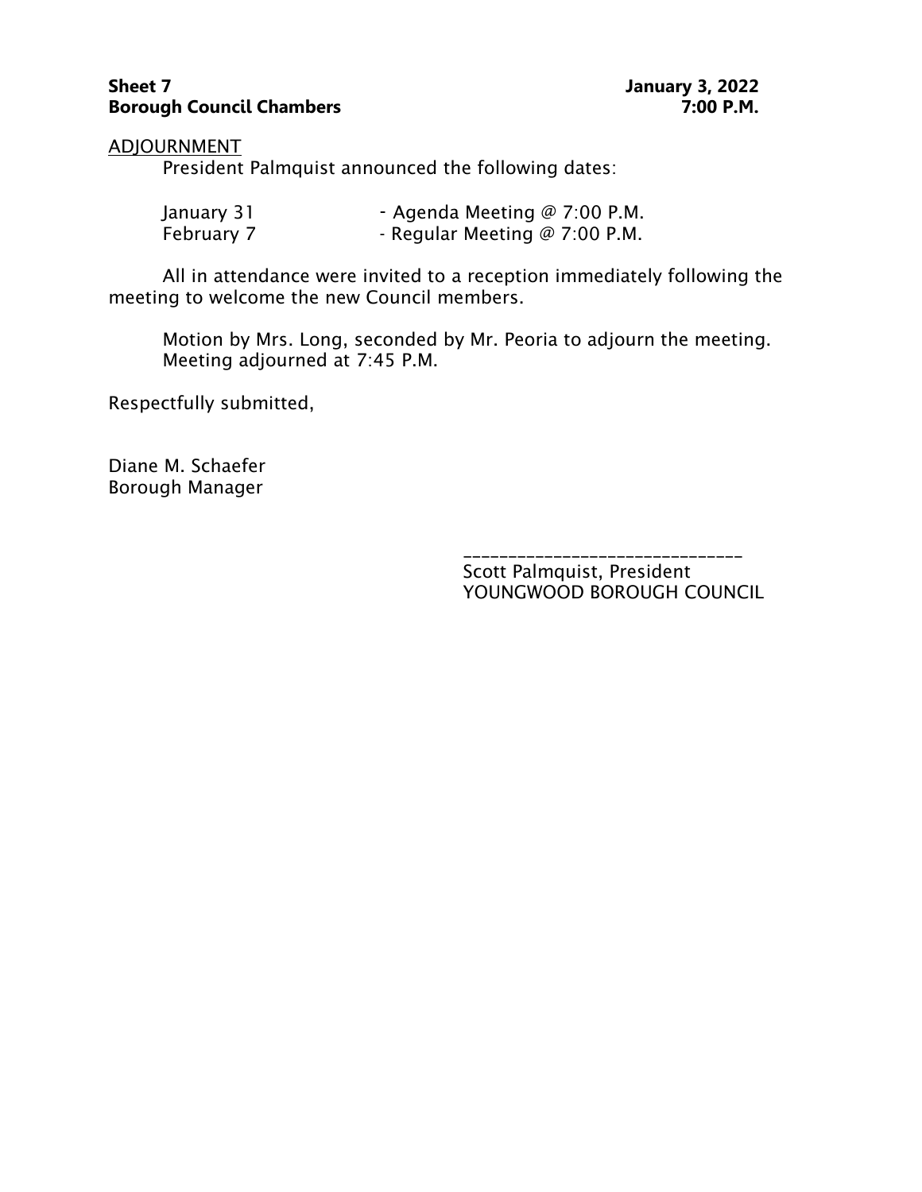**ADJOURNMENT**

President Palmquist announced the following dates:

January 31 - Agenda Meeting @ 7:00 P.M.
February 7 - Regular Meeting @ 7:00 P.M.

All in attendance were invited to a reception immediately following the meeting to welcome the new Council members.

Motion by Mrs. Long, seconded by Mr. Peoria to adjourn the meeting. Meeting adjourned at 7:45 P.M.

Respectfully submitted,

Diane M. Schaefer
Borough Manager

_______________________________
Scott Palmquist, President
YOUNGWOOD BOROUGH COUNCIL